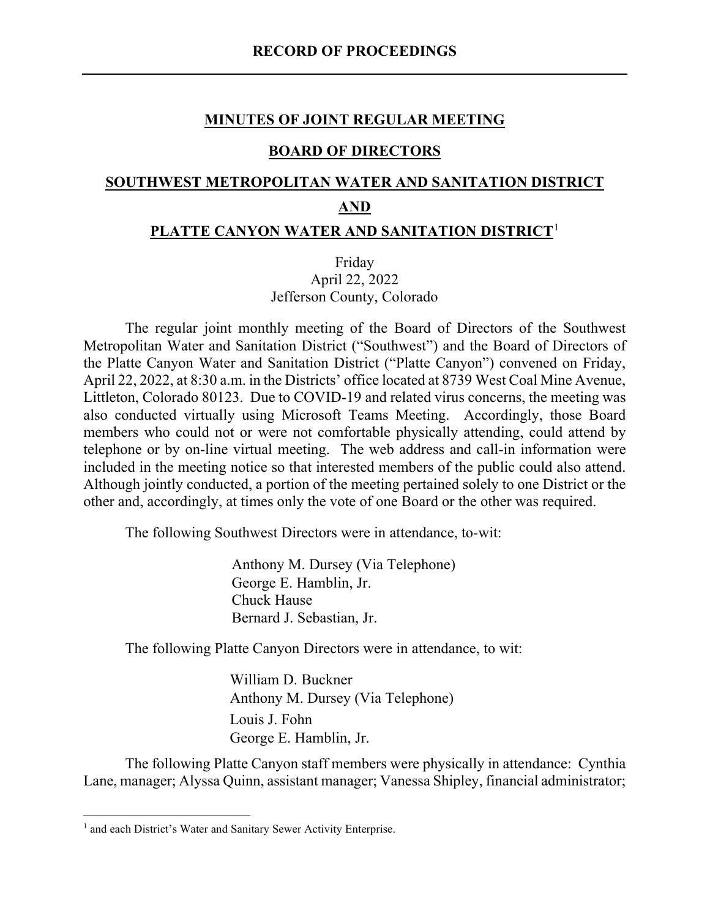# RECORD OF PROCEEDINGS

## MINUTES OF JOINT REGULAR MEETING

## BOARD OF DIRECTORS

## SOUTHWEST METROPOLITAN WATER AND SANITATION DISTRICT

## AND

## PLATTE CANYON WATER AND SANITATION DISTRICT[1]

Friday
April 22, 2022
Jefferson County, Colorado

The regular joint monthly meeting of the Board of Directors of the Southwest Metropolitan Water and Sanitation District ("Southwest") and the Board of Directors of the Platte Canyon Water and Sanitation District ("Platte Canyon") convened on Friday, April 22, 2022, at 8:30 a.m. in the Districts' office located at 8739 West Coal Mine Avenue, Littleton, Colorado 80123. Due to COVID-19 and related virus concerns, the meeting was also conducted virtually using Microsoft Teams Meeting. Accordingly, those Board members who could not or were not comfortable physically attending, could attend by telephone or by on-line virtual meeting. The web address and call-in information were included in the meeting notice so that interested members of the public could also attend. Although jointly conducted, a portion of the meeting pertained solely to one District or the other and, accordingly, at times only the vote of one Board or the other was required.

The following Southwest Directors were in attendance, to-wit:

Anthony M. Dursey (Via Telephone)
George E. Hamblin, Jr.
Chuck Hause
Bernard J. Sebastian, Jr.

The following Platte Canyon Directors were in attendance, to wit:

William D. Buckner
Anthony M. Dursey (Via Telephone)
Louis J. Fohn
George E. Hamblin, Jr.

The following Platte Canyon staff members were physically in attendance: Cynthia Lane, manager; Alyssa Quinn, assistant manager; Vanessa Shipley, financial administrator;

---

[1] and each District's Water and Sanitary Sewer Activity Enterprise.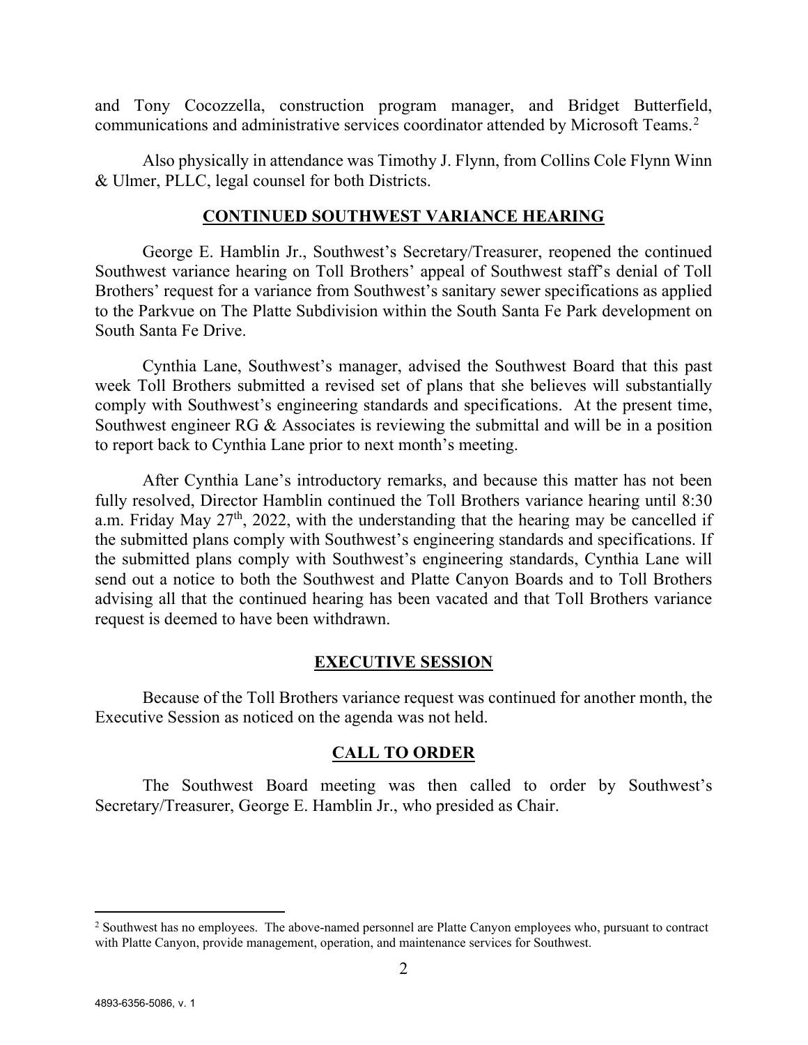and Tony Cocozzella, construction program manager, and Bridget Butterfield, communications and administrative services coordinator attended by Microsoft Teams.[2]

Also physically in attendance was Timothy J. Flynn, from Collins Cole Flynn Winn & Ulmer, PLLC, legal counsel for both Districts.

## CONTINUED SOUTHWEST VARIANCE HEARING

George E. Hamblin Jr., Southwest's Secretary/Treasurer, reopened the continued Southwest variance hearing on Toll Brothers' appeal of Southwest staff's denial of Toll Brothers' request for a variance from Southwest's sanitary sewer specifications as applied to the Parkvue on The Platte Subdivision within the South Santa Fe Park development on South Santa Fe Drive.

Cynthia Lane, Southwest's manager, advised the Southwest Board that this past week Toll Brothers submitted a revised set of plans that she believes will substantially comply with Southwest's engineering standards and specifications. At the present time, Southwest engineer RG & Associates is reviewing the submittal and will be in a position to report back to Cynthia Lane prior to next month's meeting.

After Cynthia Lane's introductory remarks, and because this matter has not been fully resolved, Director Hamblin continued the Toll Brothers variance hearing until 8:30 a.m. Friday May 27th, 2022, with the understanding that the hearing may be cancelled if the submitted plans comply with Southwest's engineering standards and specifications. If the submitted plans comply with Southwest's engineering standards, Cynthia Lane will send out a notice to both the Southwest and Platte Canyon Boards and to Toll Brothers advising all that the continued hearing has been vacated and that Toll Brothers variance request is deemed to have been withdrawn.

## EXECUTIVE SESSION

Because of the Toll Brothers variance request was continued for another month, the Executive Session as noticed on the agenda was not held.

## CALL TO ORDER

The Southwest Board meeting was then called to order by Southwest's Secretary/Treasurer, George E. Hamblin Jr., who presided as Chair.

---

[2] Southwest has no employees. The above-named personnel are Platte Canyon employees who, pursuant to contract with Platte Canyon, provide management, operation, and maintenance services for Southwest.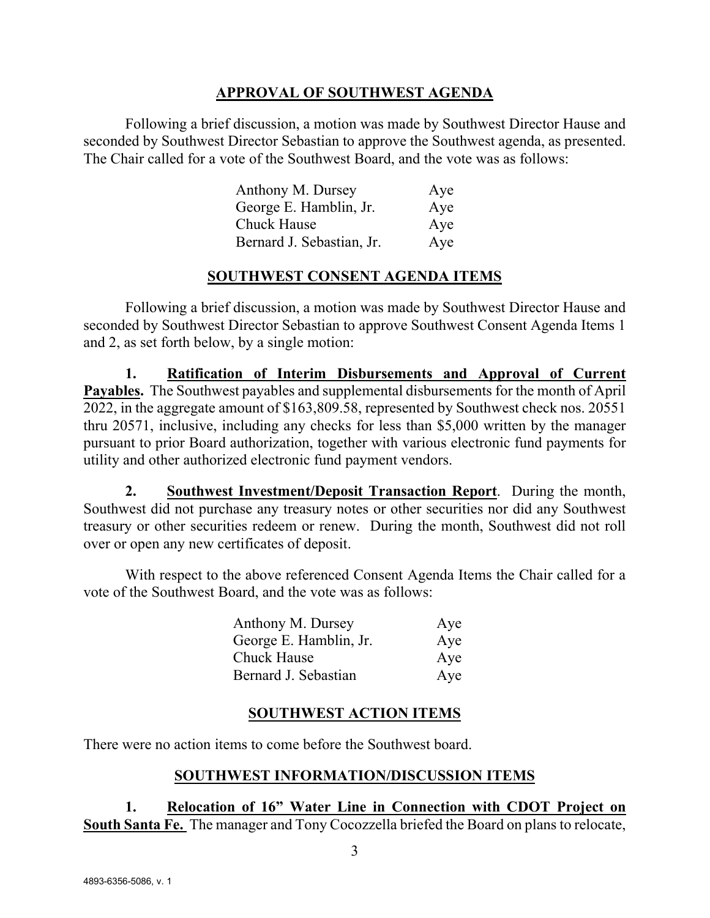## APPROVAL OF SOUTHWEST AGENDA

Following a brief discussion, a motion was made by Southwest Director Hause and seconded by Southwest Director Sebastian to approve the Southwest agenda, as presented. The Chair called for a vote of the Southwest Board, and the vote was as follows:

| | |
|---|---|
| Anthony M. Dursey | Aye |
| George E. Hamblin, Jr. | Aye |
| Chuck Hause | Aye |
| Bernard J. Sebastian, Jr. | Aye |

## SOUTHWEST CONSENT AGENDA ITEMS

Following a brief discussion, a motion was made by Southwest Director Hause and seconded by Southwest Director Sebastian to approve Southwest Consent Agenda Items 1 and 2, as set forth below, by a single motion:

**1. Ratification of Interim Disbursements and Approval of Current Payables.** The Southwest payables and supplemental disbursements for the month of April 2022, in the aggregate amount of $163,809.58, represented by Southwest check nos. 20551 thru 20571, inclusive, including any checks for less than $5,000 written by the manager pursuant to prior Board authorization, together with various electronic fund payments for utility and other authorized electronic fund payment vendors.

**2. Southwest Investment/Deposit Transaction Report**. During the month, Southwest did not purchase any treasury notes or other securities nor did any Southwest treasury or other securities redeem or renew. During the month, Southwest did not roll over or open any new certificates of deposit.

With respect to the above referenced Consent Agenda Items the Chair called for a vote of the Southwest Board, and the vote was as follows:

| | |
|---|---|
| Anthony M. Dursey | Aye |
| George E. Hamblin, Jr. | Aye |
| Chuck Hause | Aye |
| Bernard J. Sebastian | Aye |

## SOUTHWEST ACTION ITEMS

There were no action items to come before the Southwest board.

## SOUTHWEST INFORMATION/DISCUSSION ITEMS

**1. Relocation of 16" Water Line in Connection with CDOT Project on South Santa Fe.** The manager and Tony Cocozzella briefed the Board on plans to relocate,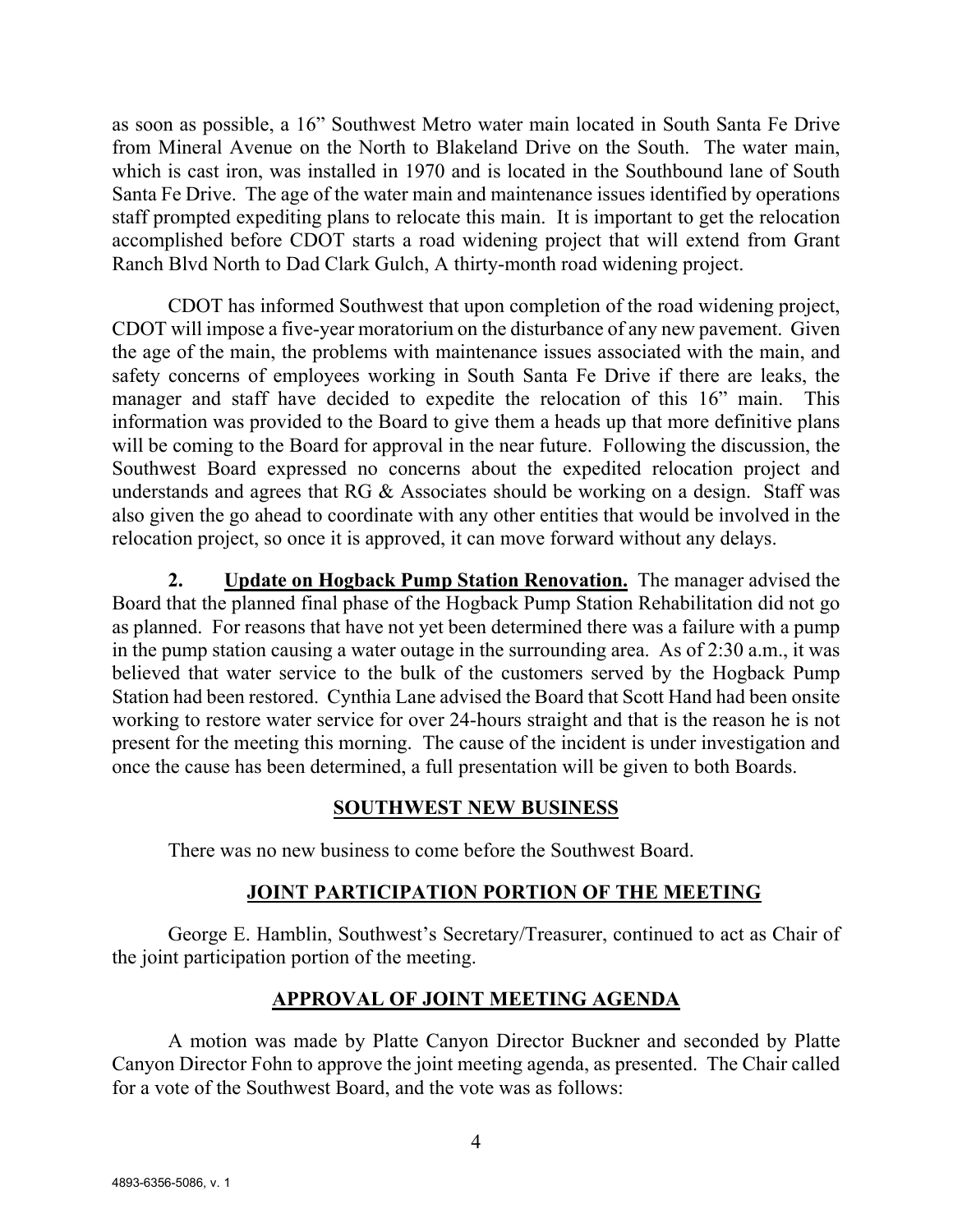as soon as possible, a 16" Southwest Metro water main located in South Santa Fe Drive from Mineral Avenue on the North to Blakeland Drive on the South. The water main, which is cast iron, was installed in 1970 and is located in the Southbound lane of South Santa Fe Drive. The age of the water main and maintenance issues identified by operations staff prompted expediting plans to relocate this main. It is important to get the relocation accomplished before CDOT starts a road widening project that will extend from Grant Ranch Blvd North to Dad Clark Gulch, A thirty-month road widening project.

CDOT has informed Southwest that upon completion of the road widening project, CDOT will impose a five-year moratorium on the disturbance of any new pavement. Given the age of the main, the problems with maintenance issues associated with the main, and safety concerns of employees working in South Santa Fe Drive if there are leaks, the manager and staff have decided to expedite the relocation of this 16" main. This information was provided to the Board to give them a heads up that more definitive plans will be coming to the Board for approval in the near future. Following the discussion, the Southwest Board expressed no concerns about the expedited relocation project and understands and agrees that RG & Associates should be working on a design. Staff was also given the go ahead to coordinate with any other entities that would be involved in the relocation project, so once it is approved, it can move forward without any delays.

**2. Update on Hogback Pump Station Renovation.** The manager advised the Board that the planned final phase of the Hogback Pump Station Rehabilitation did not go as planned. For reasons that have not yet been determined there was a failure with a pump in the pump station causing a water outage in the surrounding area. As of 2:30 a.m., it was believed that water service to the bulk of the customers served by the Hogback Pump Station had been restored. Cynthia Lane advised the Board that Scott Hand had been onsite working to restore water service for over 24-hours straight and that is the reason he is not present for the meeting this morning. The cause of the incident is under investigation and once the cause has been determined, a full presentation will be given to both Boards.

## SOUTHWEST NEW BUSINESS

There was no new business to come before the Southwest Board.

## JOINT PARTICIPATION PORTION OF THE MEETING

George E. Hamblin, Southwest's Secretary/Treasurer, continued to act as Chair of the joint participation portion of the meeting.

## APPROVAL OF JOINT MEETING AGENDA

A motion was made by Platte Canyon Director Buckner and seconded by Platte Canyon Director Fohn to approve the joint meeting agenda, as presented. The Chair called for a vote of the Southwest Board, and the vote was as follows: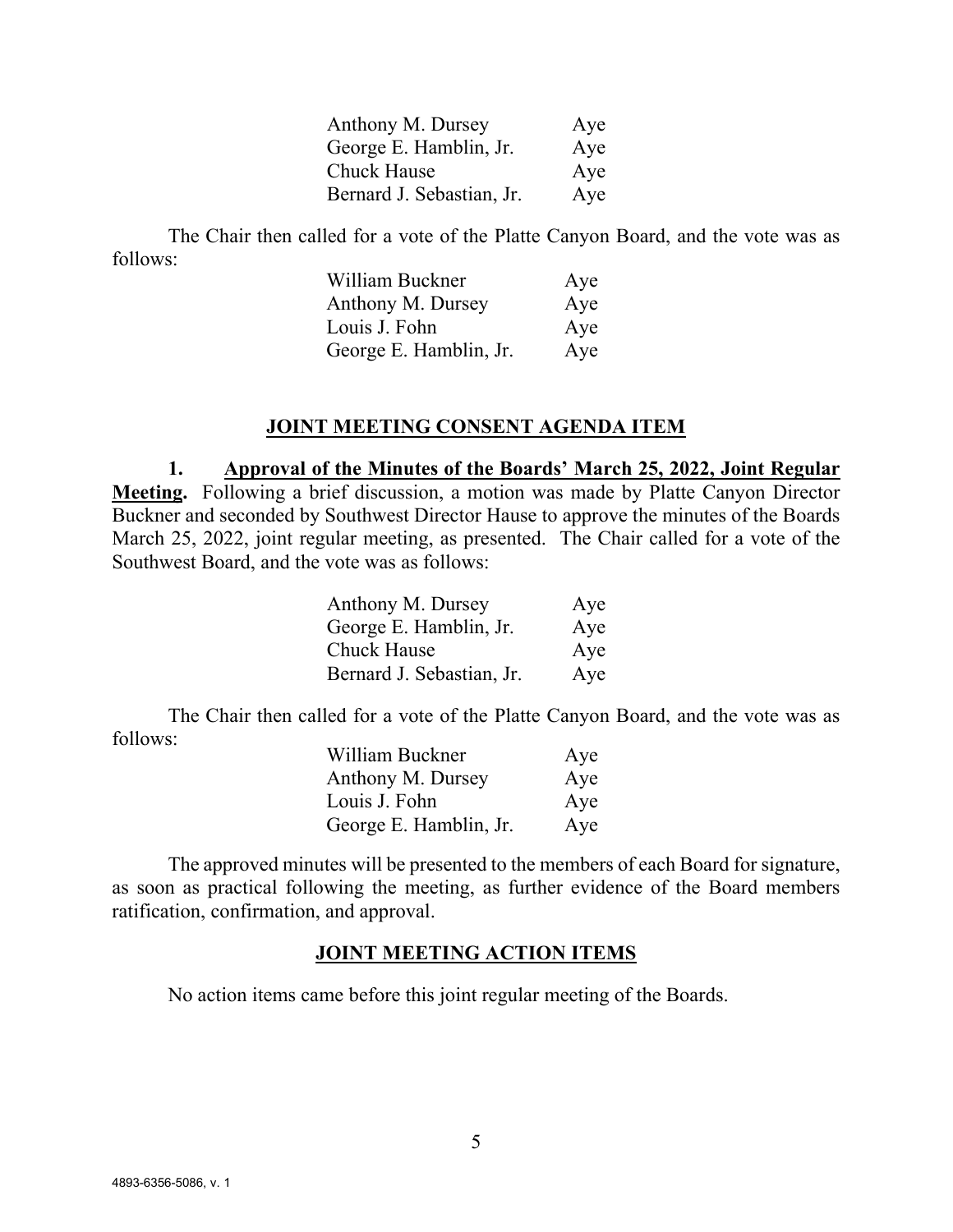| | |
|---|---|
| Anthony M. Dursey | Aye |
| George E. Hamblin, Jr. | Aye |
| Chuck Hause | Aye |
| Bernard J. Sebastian, Jr. | Aye |

The Chair then called for a vote of the Platte Canyon Board, and the vote was as follows:

| | |
|---|---|
| William Buckner | Aye |
| Anthony M. Dursey | Aye |
| Louis J. Fohn | Aye |
| George E. Hamblin, Jr. | Aye |

## JOINT MEETING CONSENT AGENDA ITEM

**1. Approval of the Minutes of the Boards' March 25, 2022, Joint Regular Meeting.** Following a brief discussion, a motion was made by Platte Canyon Director Buckner and seconded by Southwest Director Hause to approve the minutes of the Boards March 25, 2022, joint regular meeting, as presented. The Chair called for a vote of the Southwest Board, and the vote was as follows:

| | |
|---|---|
| Anthony M. Dursey | Aye |
| George E. Hamblin, Jr. | Aye |
| Chuck Hause | Aye |
| Bernard J. Sebastian, Jr. | Aye |

The Chair then called for a vote of the Platte Canyon Board, and the vote was as follows:

| | |
|---|---|
| William Buckner | Aye |
| Anthony M. Dursey | Aye |
| Louis J. Fohn | Aye |
| George E. Hamblin, Jr. | Aye |

The approved minutes will be presented to the members of each Board for signature, as soon as practical following the meeting, as further evidence of the Board members ratification, confirmation, and approval.

## JOINT MEETING ACTION ITEMS

No action items came before this joint regular meeting of the Boards.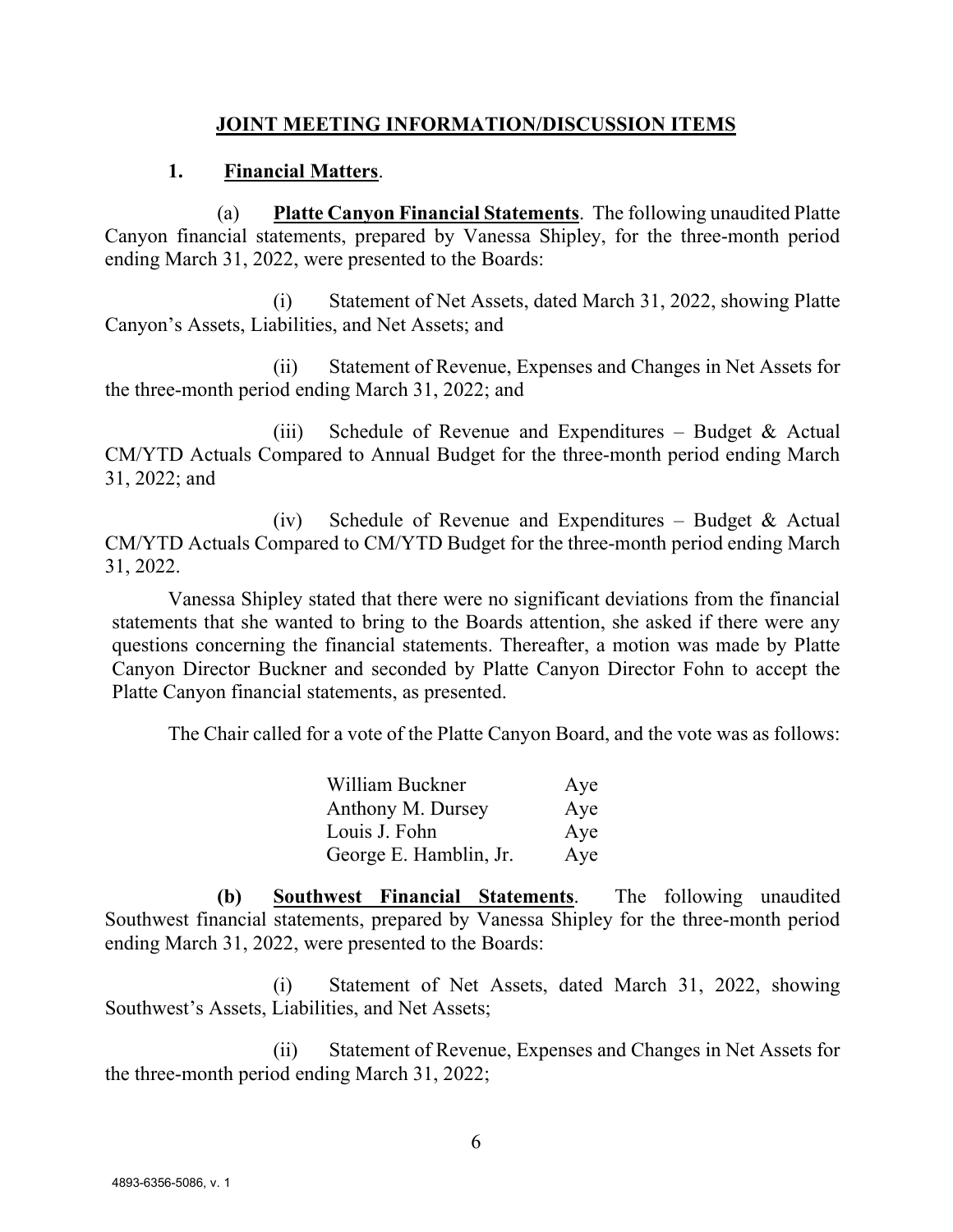## JOINT MEETING INFORMATION/DISCUSSION ITEMS

**1. Financial Matters**.

(a) **Platte Canyon Financial Statements**. The following unaudited Platte Canyon financial statements, prepared by Vanessa Shipley, for the three-month period ending March 31, 2022, were presented to the Boards:

(i) Statement of Net Assets, dated March 31, 2022, showing Platte Canyon's Assets, Liabilities, and Net Assets; and

(ii) Statement of Revenue, Expenses and Changes in Net Assets for the three-month period ending March 31, 2022; and

(iii) Schedule of Revenue and Expenditures – Budget & Actual CM/YTD Actuals Compared to Annual Budget for the three-month period ending March 31, 2022; and

(iv) Schedule of Revenue and Expenditures – Budget & Actual CM/YTD Actuals Compared to CM/YTD Budget for the three-month period ending March 31, 2022.

Vanessa Shipley stated that there were no significant deviations from the financial statements that she wanted to bring to the Boards attention, she asked if there were any questions concerning the financial statements. Thereafter, a motion was made by Platte Canyon Director Buckner and seconded by Platte Canyon Director Fohn to accept the Platte Canyon financial statements, as presented.

The Chair called for a vote of the Platte Canyon Board, and the vote was as follows:

| | |
|---|---|
| William Buckner | Aye |
| Anthony M. Dursey | Aye |
| Louis J. Fohn | Aye |
| George E. Hamblin, Jr. | Aye |

**(b) Southwest Financial Statements**. The following unaudited Southwest financial statements, prepared by Vanessa Shipley for the three-month period ending March 31, 2022, were presented to the Boards:

(i) Statement of Net Assets, dated March 31, 2022, showing Southwest's Assets, Liabilities, and Net Assets;

(ii) Statement of Revenue, Expenses and Changes in Net Assets for the three-month period ending March 31, 2022;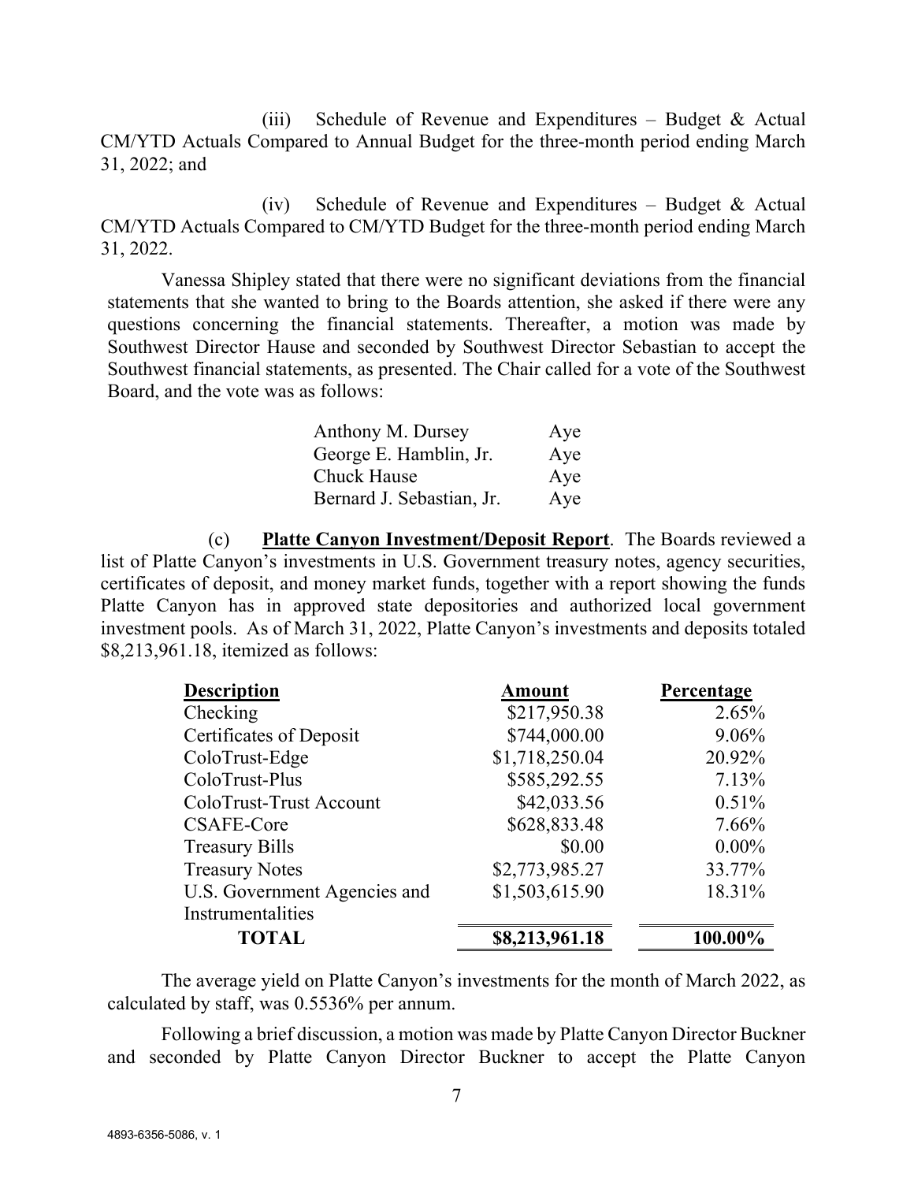(iii) Schedule of Revenue and Expenditures – Budget & Actual CM/YTD Actuals Compared to Annual Budget for the three-month period ending March 31, 2022; and

(iv) Schedule of Revenue and Expenditures – Budget & Actual CM/YTD Actuals Compared to CM/YTD Budget for the three-month period ending March 31, 2022.

Vanessa Shipley stated that there were no significant deviations from the financial statements that she wanted to bring to the Boards attention, she asked if there were any questions concerning the financial statements. Thereafter, a motion was made by Southwest Director Hause and seconded by Southwest Director Sebastian to accept the Southwest financial statements, as presented. The Chair called for a vote of the Southwest Board, and the vote was as follows:

| | |
|---|---|
| Anthony M. Dursey | Aye |
| George E. Hamblin, Jr. | Aye |
| Chuck Hause | Aye |
| Bernard J. Sebastian, Jr. | Aye |

(c) **Platte Canyon Investment/Deposit Report**. The Boards reviewed a list of Platte Canyon's investments in U.S. Government treasury notes, agency securities, certificates of deposit, and money market funds, together with a report showing the funds Platte Canyon has in approved state depositories and authorized local government investment pools. As of March 31, 2022, Platte Canyon's investments and deposits totaled $8,213,961.18, itemized as follows:

| Description | Amount | Percentage |
|---|---|---|
| Checking | $217,950.38 | 2.65% |
| Certificates of Deposit | $744,000.00 | 9.06% |
| ColoTrust-Edge | $1,718,250.04 | 20.92% |
| ColoTrust-Plus | $585,292.55 | 7.13% |
| ColoTrust-Trust Account | $42,033.56 | 0.51% |
| CSAFE-Core | $628,833.48 | 7.66% |
| Treasury Bills | $0.00 | 0.00% |
| Treasury Notes | $2,773,985.27 | 33.77% |
| U.S. Government Agencies and Instrumentalities | $1,503,615.90 | 18.31% |
| **TOTAL** | **$8,213,961.18** | **100.00%** |

The average yield on Platte Canyon's investments for the month of March 2022, as calculated by staff, was 0.5536% per annum.

Following a brief discussion, a motion was made by Platte Canyon Director Buckner and seconded by Platte Canyon Director Buckner to accept the Platte Canyon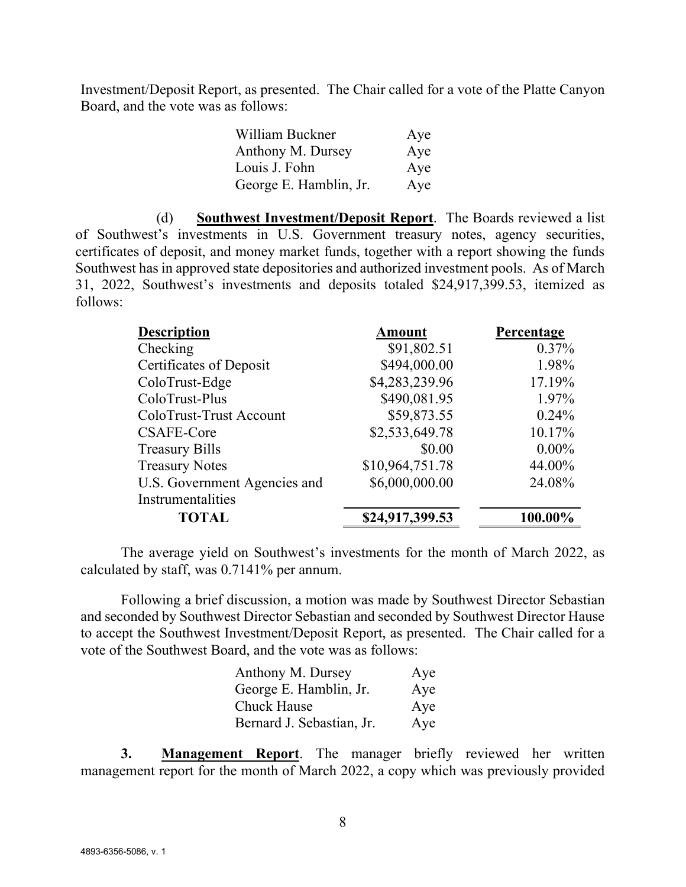Investment/Deposit Report, as presented. The Chair called for a vote of the Platte Canyon Board, and the vote was as follows:

| | |
|---|---|
| William Buckner | Aye |
| Anthony M. Dursey | Aye |
| Louis J. Fohn | Aye |
| George E. Hamblin, Jr. | Aye |

(d) **Southwest Investment/Deposit Report**. The Boards reviewed a list of Southwest's investments in U.S. Government treasury notes, agency securities, certificates of deposit, and money market funds, together with a report showing the funds Southwest has in approved state depositories and authorized investment pools. As of March 31, 2022, Southwest's investments and deposits totaled $24,917,399.53, itemized as follows:

| Description | Amount | Percentage |
|---|---:|---:|
| Checking | $91,802.51 | 0.37% |
| Certificates of Deposit | $494,000.00 | 1.98% |
| ColoTrust-Edge | $4,283,239.96 | 17.19% |
| ColoTrust-Plus | $490,081.95 | 1.97% |
| ColoTrust-Trust Account | $59,873.55 | 0.24% |
| CSAFE-Core | $2,533,649.78 | 10.17% |
| Treasury Bills | $0.00 | 0.00% |
| Treasury Notes | $10,964,751.78 | 44.00% |
| U.S. Government Agencies and Instrumentalities | $6,000,000.00 | 24.08% |
| **TOTAL** | **$24,917,399.53** | **100.00%** |

The average yield on Southwest's investments for the month of March 2022, as calculated by staff, was 0.7141% per annum.

Following a brief discussion, a motion was made by Southwest Director Sebastian and seconded by Southwest Director Sebastian and seconded by Southwest Director Hause to accept the Southwest Investment/Deposit Report, as presented. The Chair called for a vote of the Southwest Board, and the vote was as follows:

| | |
|---|---|
| Anthony M. Dursey | Aye |
| George E. Hamblin, Jr. | Aye |
| Chuck Hause | Aye |
| Bernard J. Sebastian, Jr. | Aye |

**3. Management Report**. The manager briefly reviewed her written management report for the month of March 2022, a copy which was previously provided

4893-6356-5086, v. 1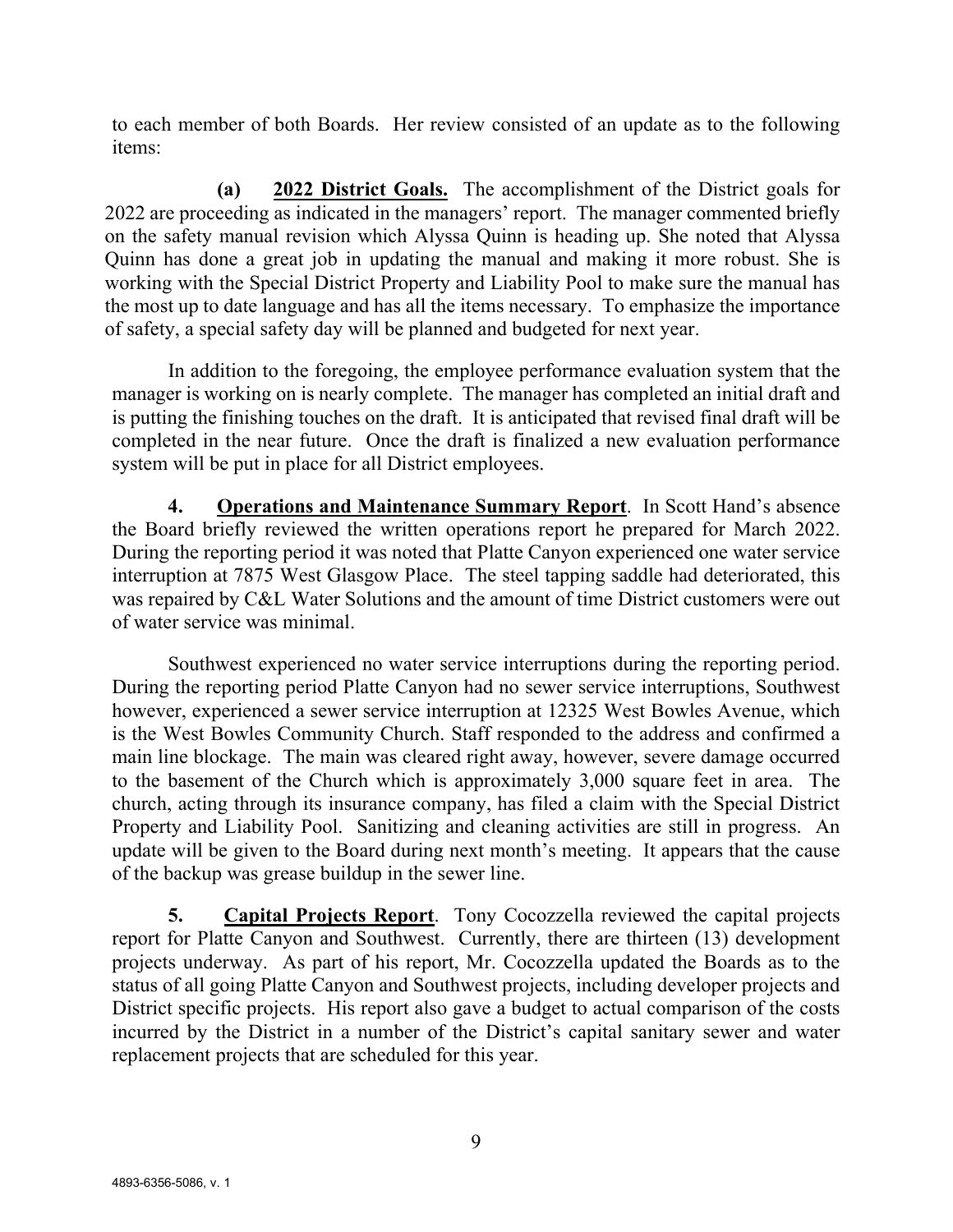to each member of both Boards. Her review consisted of an update as to the following items:

**(a) <u>2022 District Goals.</u>** The accomplishment of the District goals for 2022 are proceeding as indicated in the managers' report. The manager commented briefly on the safety manual revision which Alyssa Quinn is heading up. She noted that Alyssa Quinn has done a great job in updating the manual and making it more robust. She is working with the Special District Property and Liability Pool to make sure the manual has the most up to date language and has all the items necessary. To emphasize the importance of safety, a special safety day will be planned and budgeted for next year.

In addition to the foregoing, the employee performance evaluation system that the manager is working on is nearly complete. The manager has completed an initial draft and is putting the finishing touches on the draft. It is anticipated that revised final draft will be completed in the near future. Once the draft is finalized a new evaluation performance system will be put in place for all District employees.

**4. <u>Operations and Maintenance Summary Report</u>**. In Scott Hand's absence the Board briefly reviewed the written operations report he prepared for March 2022. During the reporting period it was noted that Platte Canyon experienced one water service interruption at 7875 West Glasgow Place. The steel tapping saddle had deteriorated, this was repaired by C&L Water Solutions and the amount of time District customers were out of water service was minimal.

Southwest experienced no water service interruptions during the reporting period. During the reporting period Platte Canyon had no sewer service interruptions, Southwest however, experienced a sewer service interruption at 12325 West Bowles Avenue, which is the West Bowles Community Church. Staff responded to the address and confirmed a main line blockage. The main was cleared right away, however, severe damage occurred to the basement of the Church which is approximately 3,000 square feet in area. The church, acting through its insurance company, has filed a claim with the Special District Property and Liability Pool. Sanitizing and cleaning activities are still in progress. An update will be given to the Board during next month's meeting. It appears that the cause of the backup was grease buildup in the sewer line.

**5. <u>Capital Projects Report</u>**. Tony Cocozzella reviewed the capital projects report for Platte Canyon and Southwest. Currently, there are thirteen (13) development projects underway. As part of his report, Mr. Cocozzella updated the Boards as to the status of all going Platte Canyon and Southwest projects, including developer projects and District specific projects. His report also gave a budget to actual comparison of the costs incurred by the District in a number of the District's capital sanitary sewer and water replacement projects that are scheduled for this year.

4893-6356-5086, v. 1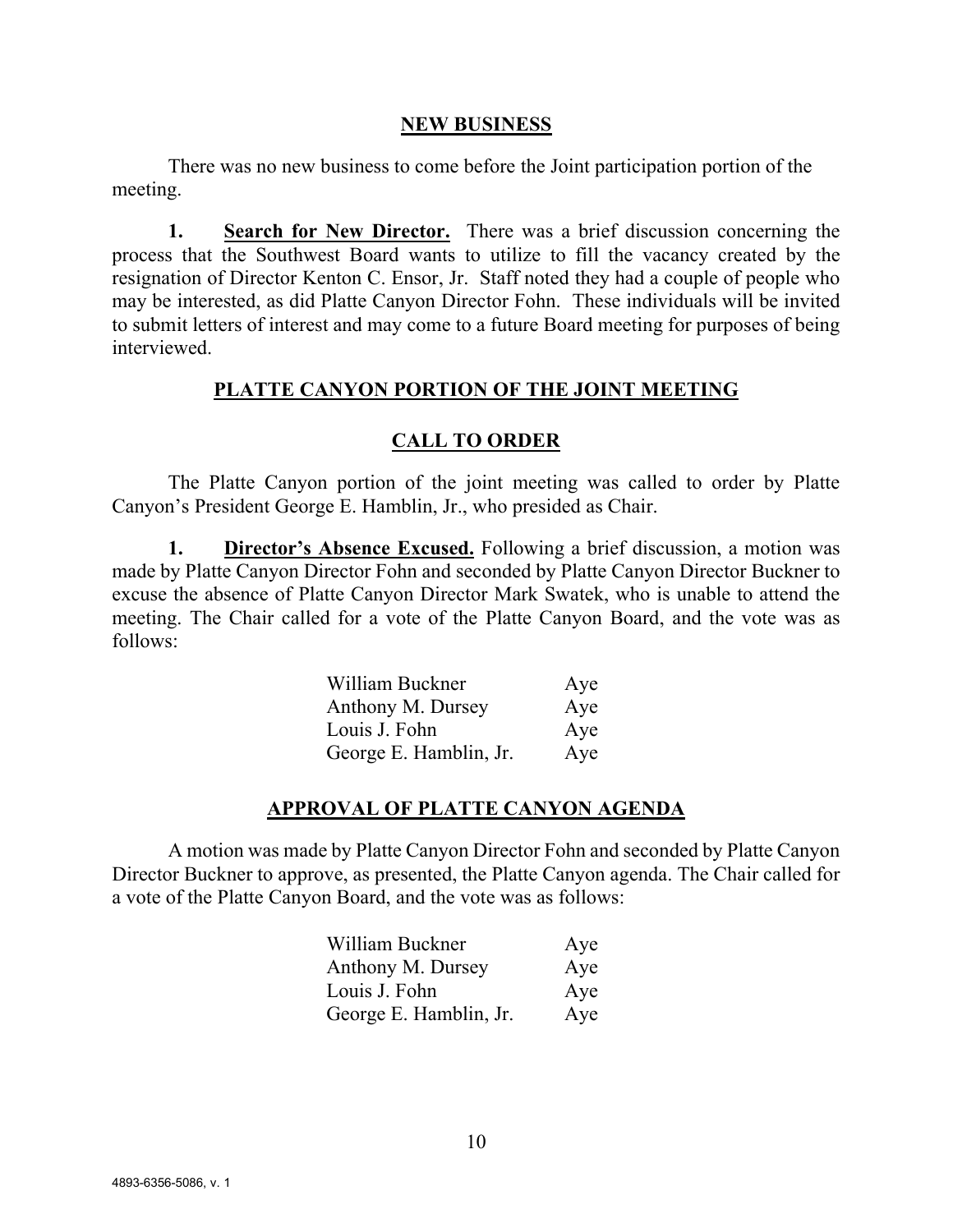## NEW BUSINESS

There was no new business to come before the Joint participation portion of the meeting.

**1. Search for New Director.** There was a brief discussion concerning the process that the Southwest Board wants to utilize to fill the vacancy created by the resignation of Director Kenton C. Ensor, Jr. Staff noted they had a couple of people who may be interested, as did Platte Canyon Director Fohn. These individuals will be invited to submit letters of interest and may come to a future Board meeting for purposes of being interviewed.

## PLATTE CANYON PORTION OF THE JOINT MEETING

## CALL TO ORDER

The Platte Canyon portion of the joint meeting was called to order by Platte Canyon's President George E. Hamblin, Jr., who presided as Chair.

**1. Director's Absence Excused.** Following a brief discussion, a motion was made by Platte Canyon Director Fohn and seconded by Platte Canyon Director Buckner to excuse the absence of Platte Canyon Director Mark Swatek, who is unable to attend the meeting. The Chair called for a vote of the Platte Canyon Board, and the vote was as follows:

| | |
|---|---|
| William Buckner | Aye |
| Anthony M. Dursey | Aye |
| Louis J. Fohn | Aye |
| George E. Hamblin, Jr. | Aye |

## APPROVAL OF PLATTE CANYON AGENDA

A motion was made by Platte Canyon Director Fohn and seconded by Platte Canyon Director Buckner to approve, as presented, the Platte Canyon agenda. The Chair called for a vote of the Platte Canyon Board, and the vote was as follows:

| | |
|---|---|
| William Buckner | Aye |
| Anthony M. Dursey | Aye |
| Louis J. Fohn | Aye |
| George E. Hamblin, Jr. | Aye |

4893-6356-5086, v. 1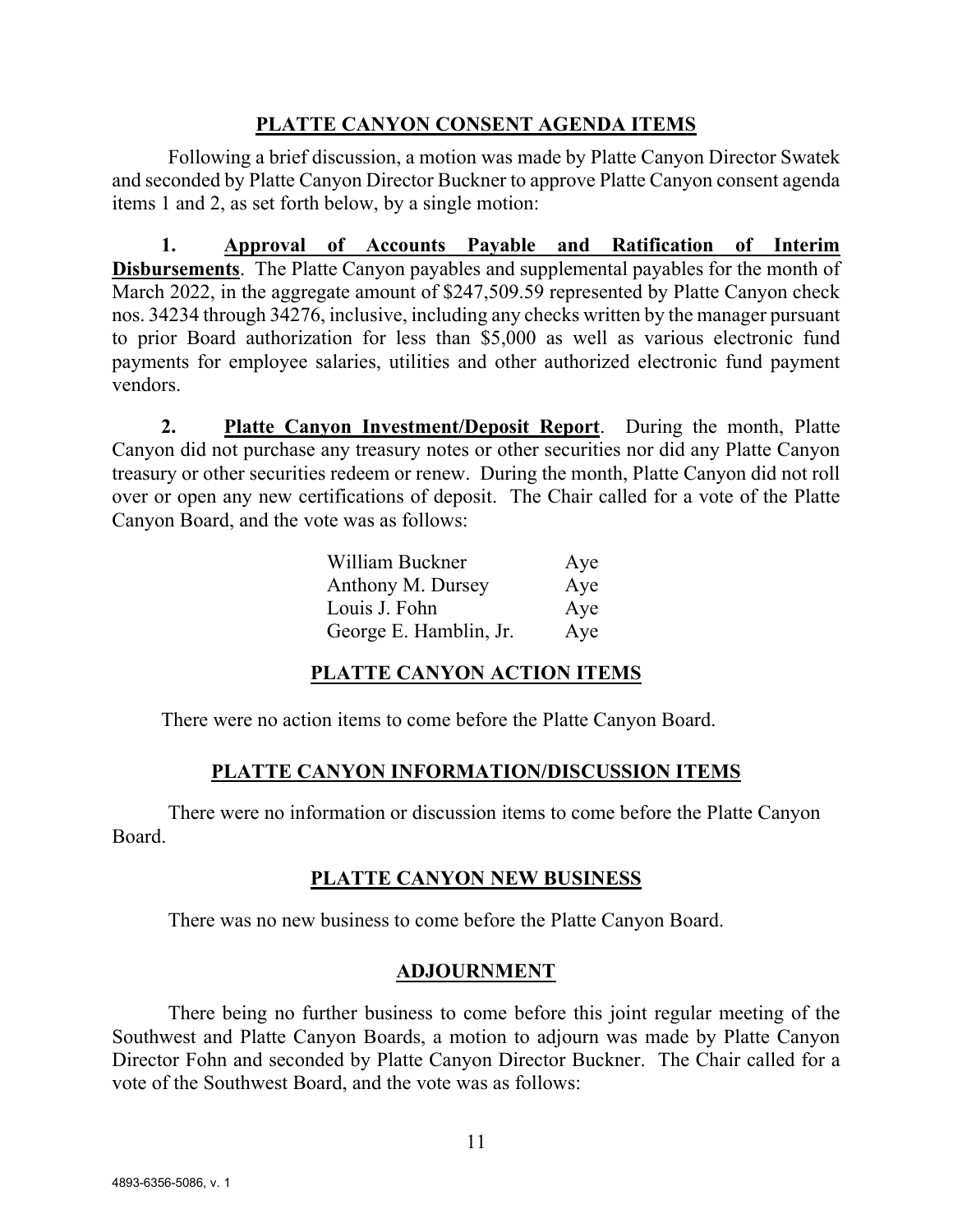## PLATTE CANYON CONSENT AGENDA ITEMS

Following a brief discussion, a motion was made by Platte Canyon Director Swatek and seconded by Platte Canyon Director Buckner to approve Platte Canyon consent agenda items 1 and 2, as set forth below, by a single motion:

**1. Approval of Accounts Payable and Ratification of Interim Disbursements**. The Platte Canyon payables and supplemental payables for the month of March 2022, in the aggregate amount of $247,509.59 represented by Platte Canyon check nos. 34234 through 34276, inclusive, including any checks written by the manager pursuant to prior Board authorization for less than $5,000 as well as various electronic fund payments for employee salaries, utilities and other authorized electronic fund payment vendors.

**2. Platte Canyon Investment/Deposit Report**. During the month, Platte Canyon did not purchase any treasury notes or other securities nor did any Platte Canyon treasury or other securities redeem or renew. During the month, Platte Canyon did not roll over or open any new certifications of deposit. The Chair called for a vote of the Platte Canyon Board, and the vote was as follows:

| | |
|---|---|
| William Buckner | Aye |
| Anthony M. Dursey | Aye |
| Louis J. Fohn | Aye |
| George E. Hamblin, Jr. | Aye |

## PLATTE CANYON ACTION ITEMS

There were no action items to come before the Platte Canyon Board.

## PLATTE CANYON INFORMATION/DISCUSSION ITEMS

There were no information or discussion items to come before the Platte Canyon Board.

## PLATTE CANYON NEW BUSINESS

There was no new business to come before the Platte Canyon Board.

## ADJOURNMENT

There being no further business to come before this joint regular meeting of the Southwest and Platte Canyon Boards, a motion to adjourn was made by Platte Canyon Director Fohn and seconded by Platte Canyon Director Buckner. The Chair called for a vote of the Southwest Board, and the vote was as follows: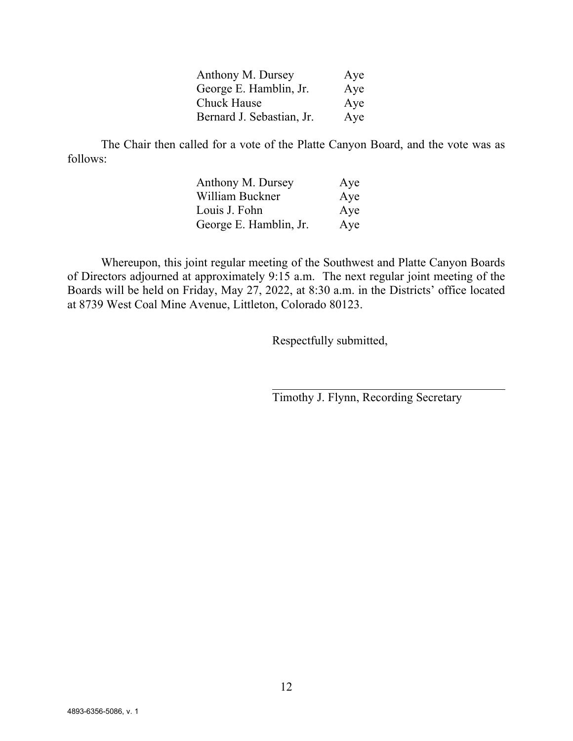| | |
|---|---|
| Anthony M. Dursey | Aye |
| George E. Hamblin, Jr. | Aye |
| Chuck Hause | Aye |
| Bernard J. Sebastian, Jr. | Aye |

The Chair then called for a vote of the Platte Canyon Board, and the vote was as follows:

| | |
|---|---|
| Anthony M. Dursey | Aye |
| William Buckner | Aye |
| Louis J. Fohn | Aye |
| George E. Hamblin, Jr. | Aye |

Whereupon, this joint regular meeting of the Southwest and Platte Canyon Boards of Directors adjourned at approximately 9:15 a.m. The next regular joint meeting of the Boards will be held on Friday, May 27, 2022, at 8:30 a.m. in the Districts' office located at 8739 West Coal Mine Avenue, Littleton, Colorado 80123.

Respectfully submitted,

______________________________

Timothy J. Flynn, Recording Secretary

4893-6356-5086, v. 1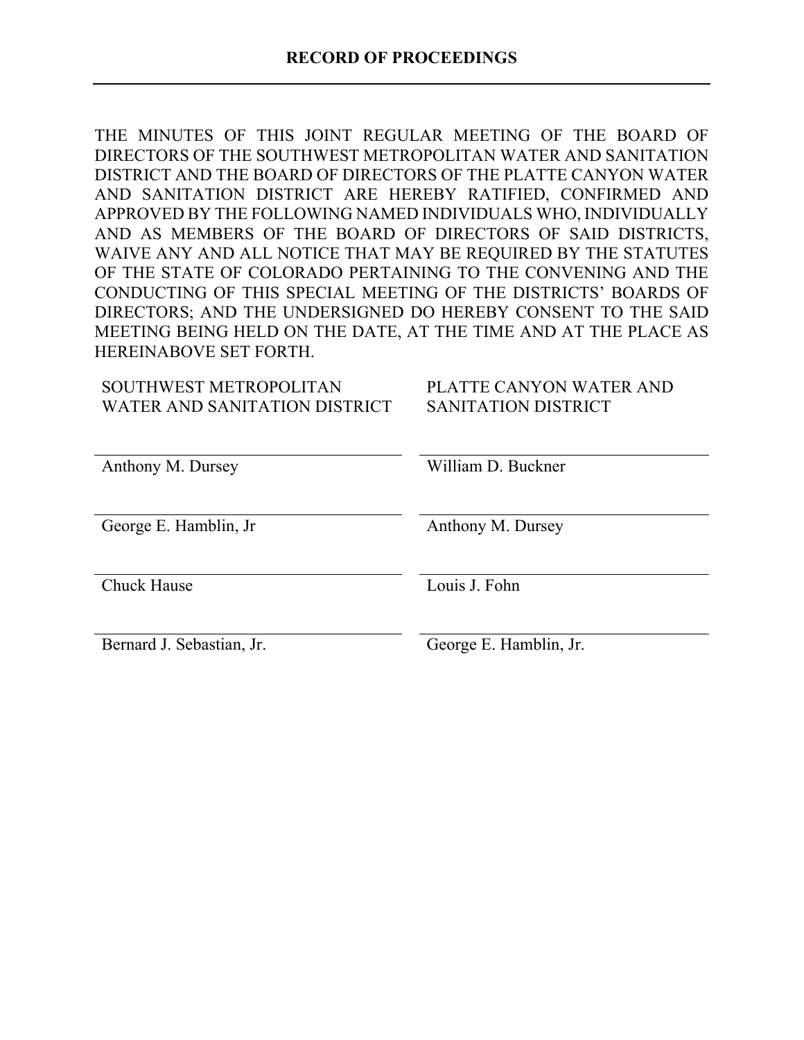**RECORD OF PROCEEDINGS**

---

THE MINUTES OF THIS JOINT REGULAR MEETING OF THE BOARD OF DIRECTORS OF THE SOUTHWEST METROPOLITAN WATER AND SANITATION DISTRICT AND THE BOARD OF DIRECTORS OF THE PLATTE CANYON WATER AND SANITATION DISTRICT ARE HEREBY RATIFIED, CONFIRMED AND APPROVED BY THE FOLLOWING NAMED INDIVIDUALS WHO, INDIVIDUALLY AND AS MEMBERS OF THE BOARD OF DIRECTORS OF SAID DISTRICTS, WAIVE ANY AND ALL NOTICE THAT MAY BE REQUIRED BY THE STATUTES OF THE STATE OF COLORADO PERTAINING TO THE CONVENING AND THE CONDUCTING OF THIS SPECIAL MEETING OF THE DISTRICTS' BOARDS OF DIRECTORS; AND THE UNDERSIGNED DO HEREBY CONSENT TO THE SAID MEETING BEING HELD ON THE DATE, AT THE TIME AND AT THE PLACE AS HEREINABOVE SET FORTH.

| SOUTHWEST METROPOLITAN WATER AND SANITATION DISTRICT | PLATTE CANYON WATER AND SANITATION DISTRICT |
|---|---|
| Anthony M. Dursey | William D. Buckner |
| George E. Hamblin, Jr | Anthony M. Dursey |
| Chuck Hause | Louis J. Fohn |
| Bernard J. Sebastian, Jr. | George E. Hamblin, Jr. |